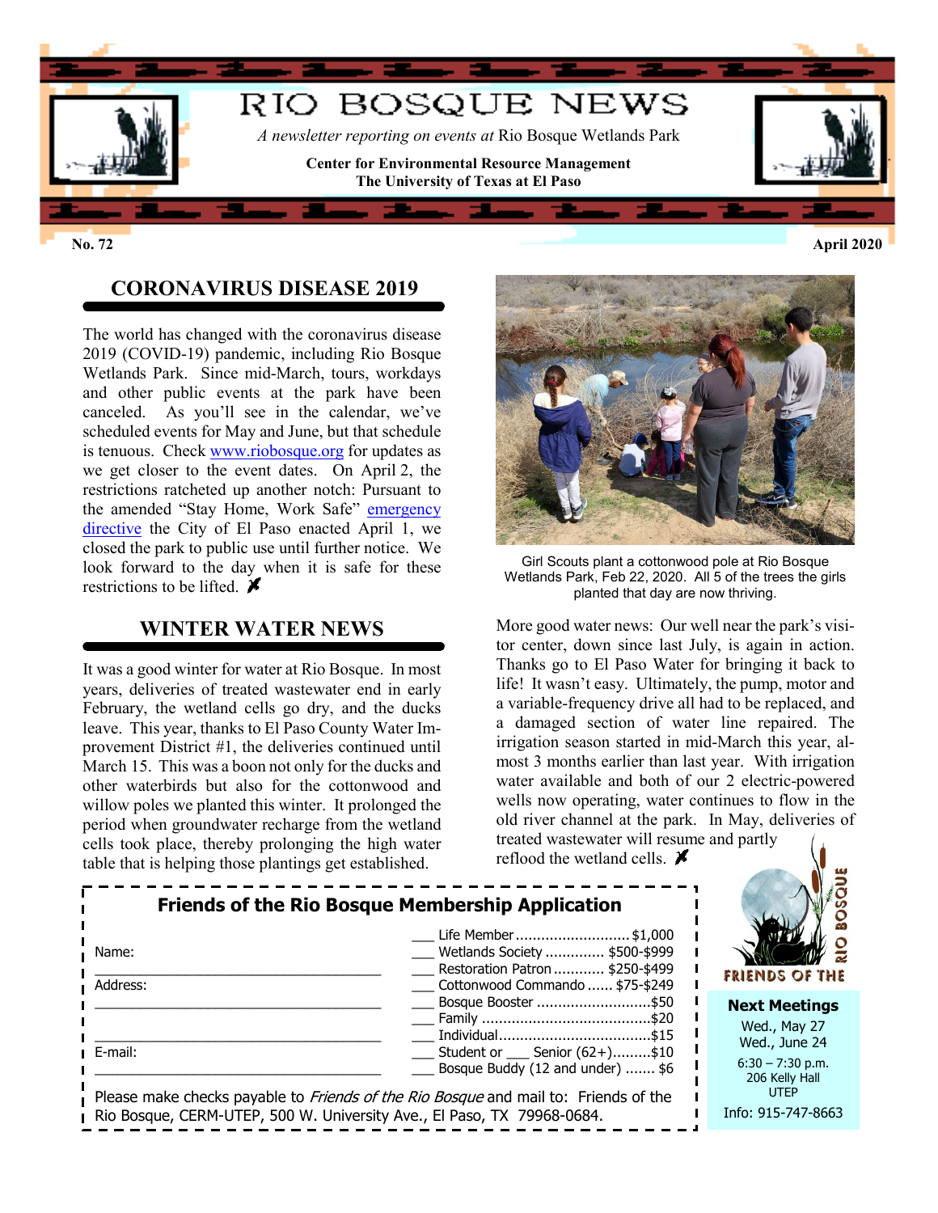# RIO BOSQUE NEWS

*A newsletter reporting on events at* Rio Bosque Wetlands Park

**Center for Environmental Resource Management**
**The University of Texas at El Paso**

**No. 72** **April 2020**

## CORONAVIRUS DISEASE 2019

The world has changed with the coronavirus disease 2019 (COVID-19) pandemic, including Rio Bosque Wetlands Park. Since mid-March, tours, workdays and other public events at the park have been canceled. As you'll see in the calendar, we've scheduled events for May and June, but that schedule is tenuous. Check www.riobosque.org for updates as we get closer to the event dates. On April 2, the restrictions ratcheted up another notch: Pursuant to the amended "Stay Home, Work Safe" emergency directive the City of El Paso enacted April 1, we closed the park to public use until further notice. We look forward to the day when it is safe for these restrictions to be lifted.

Girl Scouts plant a cottonwood pole at Rio Bosque Wetlands Park, Feb 22, 2020. All 5 of the trees the girls planted that day are now thriving.

## WINTER WATER NEWS

It was a good winter for water at Rio Bosque. In most years, deliveries of treated wastewater end in early February, the wetland cells go dry, and the ducks leave. This year, thanks to El Paso County Water Improvement District #1, the deliveries continued until March 15. This was a boon not only for the ducks and other waterbirds but also for the cottonwood and willow poles we planted this winter. It prolonged the period when groundwater recharge from the wetland cells took place, thereby prolonging the high water table that is helping those plantings get established.

More good water news: Our well near the park's visitor center, down since last July, is again in action. Thanks go to El Paso Water for bringing it back to life! It wasn't easy. Ultimately, the pump, motor and a variable-frequency drive all had to be replaced, and a damaged section of water line repaired. The irrigation season started in mid-March this year, almost 3 months earlier than last year. With irrigation water available and both of our 2 electric-powered wells now operating, water continues to flow in the old river channel at the park. In May, deliveries of treated wastewater will resume and partly reflood the wetland cells.

### Friends of the Rio Bosque Membership Application

Name: ______________________________

Address: ______________________________

______________________________

E-mail: ______________________________

- ___ Life Member .......................... $1,000
- ___ Wetlands Society ............. $500-$999
- ___ Restoration Patron ........... $250-$499
- ___ Cottonwood Commando ...... $75-$249
- ___ Bosque Booster ........................... $50
- ___ Family ........................................ $20
- ___ Individual .................................... $15
- ___ Student or ___ Senior (62+) ......... $10
- ___ Bosque Buddy (12 and under) ....... $6

Please make checks payable to *Friends of the Rio Bosque* and mail to: Friends of the Rio Bosque, CERM-UTEP, 500 W. University Ave., El Paso, TX 79968-0684.

FRIENDS OF THE RIO BOSQUE

**Next Meetings**

Wed., May 27
Wed., June 24
6:30 – 7:30 p.m.
206 Kelly Hall
UTEP

Info: 915-747-8663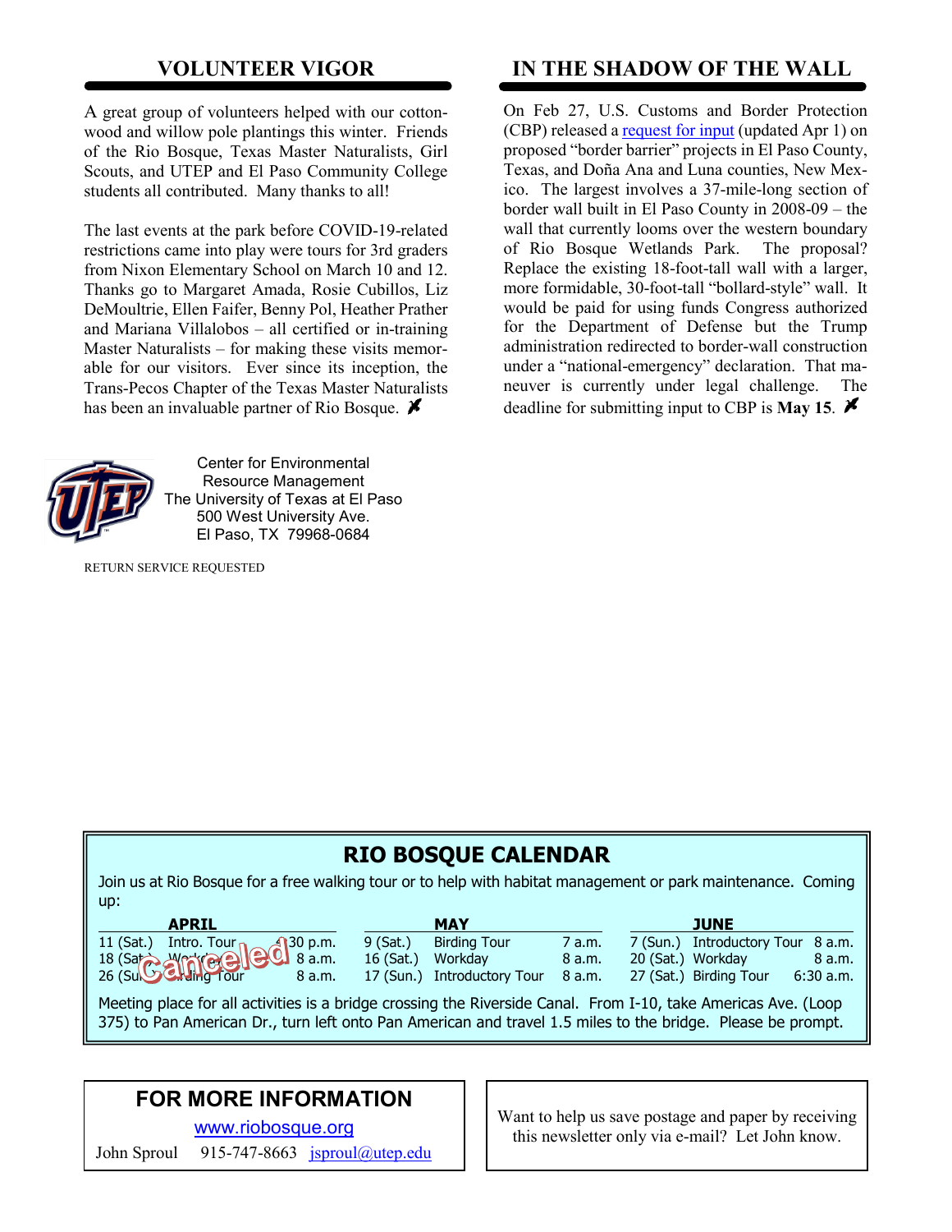## VOLUNTEER VIGOR

A great group of volunteers helped with our cottonwood and willow pole plantings this winter. Friends of the Rio Bosque, Texas Master Naturalists, Girl Scouts, and UTEP and El Paso Community College students all contributed. Many thanks to all!

The last events at the park before COVID-19-related restrictions came into play were tours for 3rd graders from Nixon Elementary School on March 10 and 12. Thanks go to Margaret Amada, Rosie Cubillos, Liz DeMoultrie, Ellen Faifer, Benny Pol, Heather Prather and Mariana Villalobos – all certified or in-training Master Naturalists – for making these visits memorable for our visitors. Ever since its inception, the Trans-Pecos Chapter of the Texas Master Naturalists has been an invaluable partner of Rio Bosque.

## IN THE SHADOW OF THE WALL

On Feb 27, U.S. Customs and Border Protection (CBP) released a request for input (updated Apr 1) on proposed "border barrier" projects in El Paso County, Texas, and Doña Ana and Luna counties, New Mexico. The largest involves a 37-mile-long section of border wall built in El Paso County in 2008-09 – the wall that currently looms over the western boundary of Rio Bosque Wetlands Park. The proposal? Replace the existing 18-foot-tall wall with a larger, more formidable, 30-foot-tall "bollard-style" wall. It would be paid for using funds Congress authorized for the Department of Defense but the Trump administration redirected to border-wall construction under a "national-emergency" declaration. That maneuver is currently under legal challenge. The deadline for submitting input to CBP is **May 15**.

Center for Environmental Resource Management
The University of Texas at El Paso
500 West University Ave.
El Paso, TX 79968-0684

RETURN SERVICE REQUESTED

## RIO BOSQUE CALENDAR

Join us at Rio Bosque for a free walking tour or to help with habitat management or park maintenance. Coming up:

**APRIL** (Canceled)

| | | |
|---|---|---|
| 11 (Sat.) | Intro. Tour | 1:30 p.m. |
| 18 (Sat.) | Workday | 8 a.m. |
| 26 (Sun.) | Birding Tour | 8 a.m. |

**MAY**

| | | |
|---|---|---|
| 9 (Sat.) | Birding Tour | 7 a.m. |
| 16 (Sat.) | Workday | 8 a.m. |
| 17 (Sun.) | Introductory Tour | 8 a.m. |

**JUNE**

| | | |
|---|---|---|
| 7 (Sun.) | Introductory Tour | 8 a.m. |
| 20 (Sat.) | Workday | 8 a.m. |
| 27 (Sat.) | Birding Tour | 6:30 a.m. |

Meeting place for all activities is a bridge crossing the Riverside Canal. From I-10, take Americas Ave. (Loop 375) to Pan American Dr., turn left onto Pan American and travel 1.5 miles to the bridge. Please be prompt.

## FOR MORE INFORMATION

www.riobosque.org

John Sproul 915-747-8663 jsproul@utep.edu

Want to help us save postage and paper by receiving this newsletter only via e-mail? Let John know.